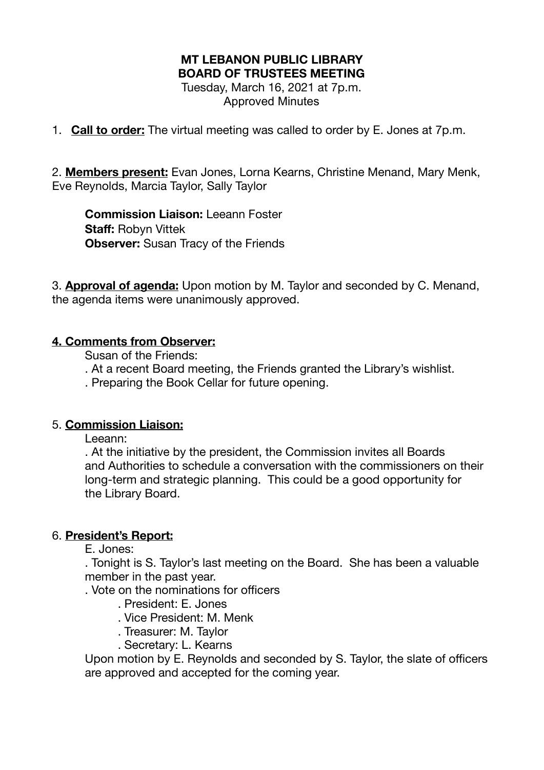**MT LEBANON PUBLIC LIBRARY**
**BOARD OF TRUSTEES MEETING**
Tuesday, March 16, 2021 at 7p.m.
Approved Minutes

1. **Call to order:** The virtual meeting was called to order by E. Jones at 7p.m.

2. **Members present:** Evan Jones, Lorna Kearns, Christine Menand, Mary Menk, Eve Reynolds, Marcia Taylor, Sally Taylor

   **Commission Liaison:** Leeann Foster
   **Staff:** Robyn Vittek
   **Observer:** Susan Tracy of the Friends

3. **Approval of agenda:** Upon motion by M. Taylor and seconded by C. Menand, the agenda items were unanimously approved.

**4. Comments from Observer:**

Susan of the Friends:
. At a recent Board meeting, the Friends granted the Library's wishlist.
. Preparing the Book Cellar for future opening.

5. **Commission Liaison:**

Leeann:
. At the initiative by the president, the Commission invites all Boards and Authorities to schedule a conversation with the commissioners on their long-term and strategic planning. This could be a good opportunity for the Library Board.

6. **President's Report:**

E. Jones:
. Tonight is S. Taylor's last meeting on the Board. She has been a valuable member in the past year.
. Vote on the nominations for officers
  . President: E. Jones
  . Vice President: M. Menk
  . Treasurer: M. Taylor
  . Secretary: L. Kearns

Upon motion by E. Reynolds and seconded by S. Taylor, the slate of officers are approved and accepted for the coming year.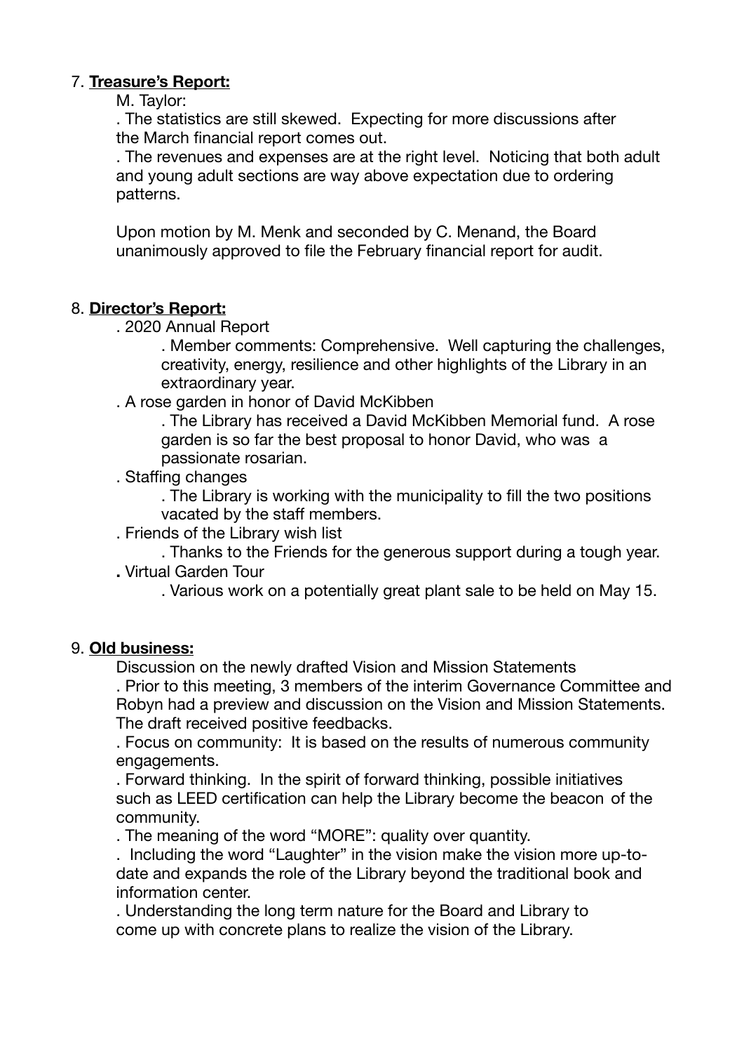7. **Treasure's Report:**

M. Taylor:

. The statistics are still skewed. Expecting for more discussions after the March financial report comes out.

. The revenues and expenses are at the right level. Noticing that both adult and young adult sections are way above expectation due to ordering patterns.

Upon motion by M. Menk and seconded by C. Menand, the Board unanimously approved to file the February financial report for audit.

8. **Director's Report:**

. 2020 Annual Report

. Member comments: Comprehensive. Well capturing the challenges, creativity, energy, resilience and other highlights of the Library in an extraordinary year.

. A rose garden in honor of David McKibben

. The Library has received a David McKibben Memorial fund. A rose garden is so far the best proposal to honor David, who was a passionate rosarian.

. Staffing changes

. The Library is working with the municipality to fill the two positions vacated by the staff members.

. Friends of the Library wish list

. Thanks to the Friends for the generous support during a tough year.

**.** Virtual Garden Tour

. Various work on a potentially great plant sale to be held on May 15.

9. **Old business:**

Discussion on the newly drafted Vision and Mission Statements

. Prior to this meeting, 3 members of the interim Governance Committee and Robyn had a preview and discussion on the Vision and Mission Statements. The draft received positive feedbacks.

. Focus on community: It is based on the results of numerous community engagements.

. Forward thinking. In the spirit of forward thinking, possible initiatives such as LEED certification can help the Library become the beacon of the community.

. The meaning of the word "MORE": quality over quantity.

. Including the word "Laughter" in the vision make the vision more up-to-date and expands the role of the Library beyond the traditional book and information center.

. Understanding the long term nature for the Board and Library to come up with concrete plans to realize the vision of the Library.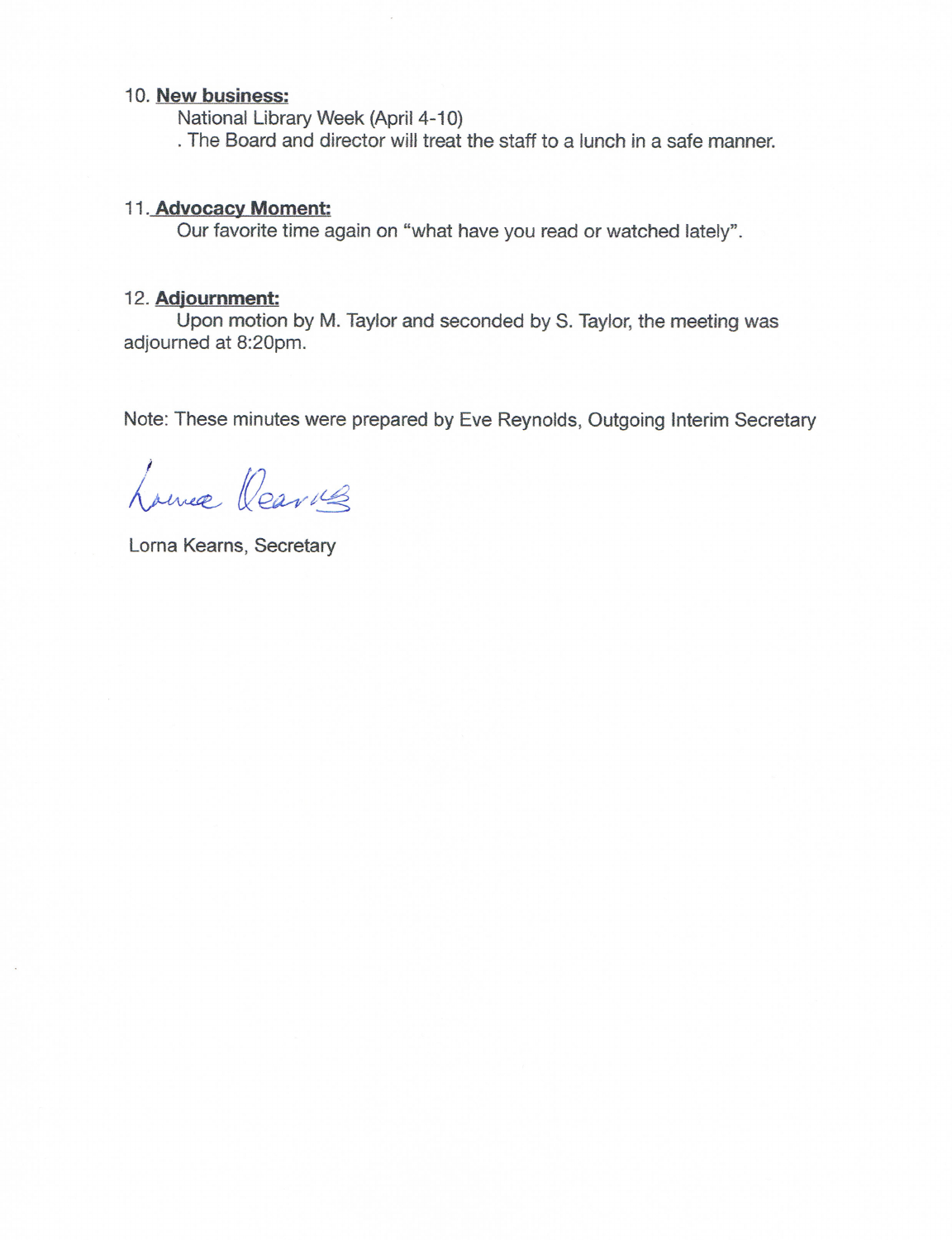10. **New business:**

National Library Week (April 4-10)

. The Board and director will treat the staff to a lunch in a safe manner.

11. **Advocacy Moment:**

Our favorite time again on “what have you read or watched lately”.

12. **Adjournment:**

Upon motion by M. Taylor and seconded by S. Taylor, the meeting was adjourned at 8:20pm.

Note: These minutes were prepared by Eve Reynolds, Outgoing Interim Secretary

Lorna Kearns

Lorna Kearns, Secretary